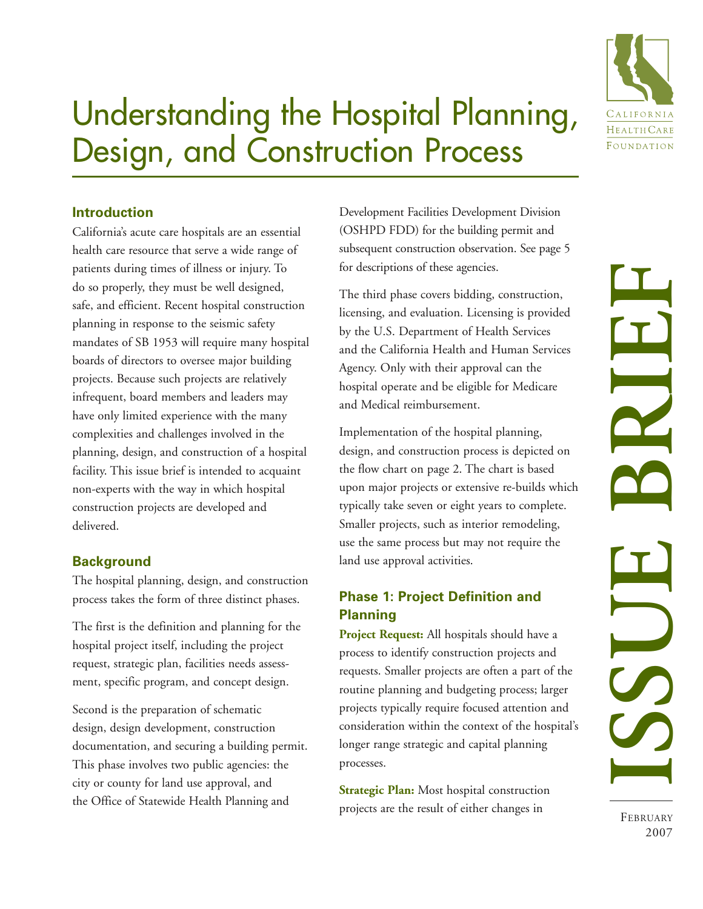# Understanding the Hospital Planning, Design, and Construction Process

## Introduction

California's acute care hospitals are an essential health care resource that serve a wide range of patients during times of illness or injury. To do so properly, they must be well designed, safe, and efficient. Recent hospital construction planning in response to the seismic safety mandates of SB 1953 will require many hospital boards of directors to oversee major building projects. Because such projects are relatively infrequent, board members and leaders may have only limited experience with the many complexities and challenges involved in the planning, design, and construction of a hospital facility. This issue brief is intended to acquaint non-experts with the way in which hospital construction projects are developed and delivered.

## Background

The hospital planning, design, and construction process takes the form of three distinct phases.

The first is the definition and planning for the hospital project itself, including the project request, strategic plan, facilities needs assessment, specific program, and concept design.

Second is the preparation of schematic design, design development, construction documentation, and securing a building permit. This phase involves two public agencies: the city or county for land use approval, and the Office of Statewide Health Planning and Development Facilities Development Division (OSHPD FDD) for the building permit and subsequent construction observation. See page 5 for descriptions of these agencies.

The third phase covers bidding, construction, licensing, and evaluation. Licensing is provided by the U.S. Department of Health Services and the California Health and Human Services Agency. Only with their approval can the hospital operate and be eligible for Medicare and Medical reimbursement.

Implementation of the hospital planning, design, and construction process is depicted on the flow chart on page 2. The chart is based upon major projects or extensive re-builds which typically take seven or eight years to complete. Smaller projects, such as interior remodeling, use the same process but may not require the land use approval activities.

## Phase 1: Project Definition and Planning

**Project Request:** All hospitals should have a process to identify construction projects and requests. Smaller projects are often a part of the routine planning and budgeting process; larger projects typically require focused attention and consideration within the context of the hospital's longer range strategic and capital planning processes.

**Strategic Plan:** Most hospital construction projects are the result of either changes in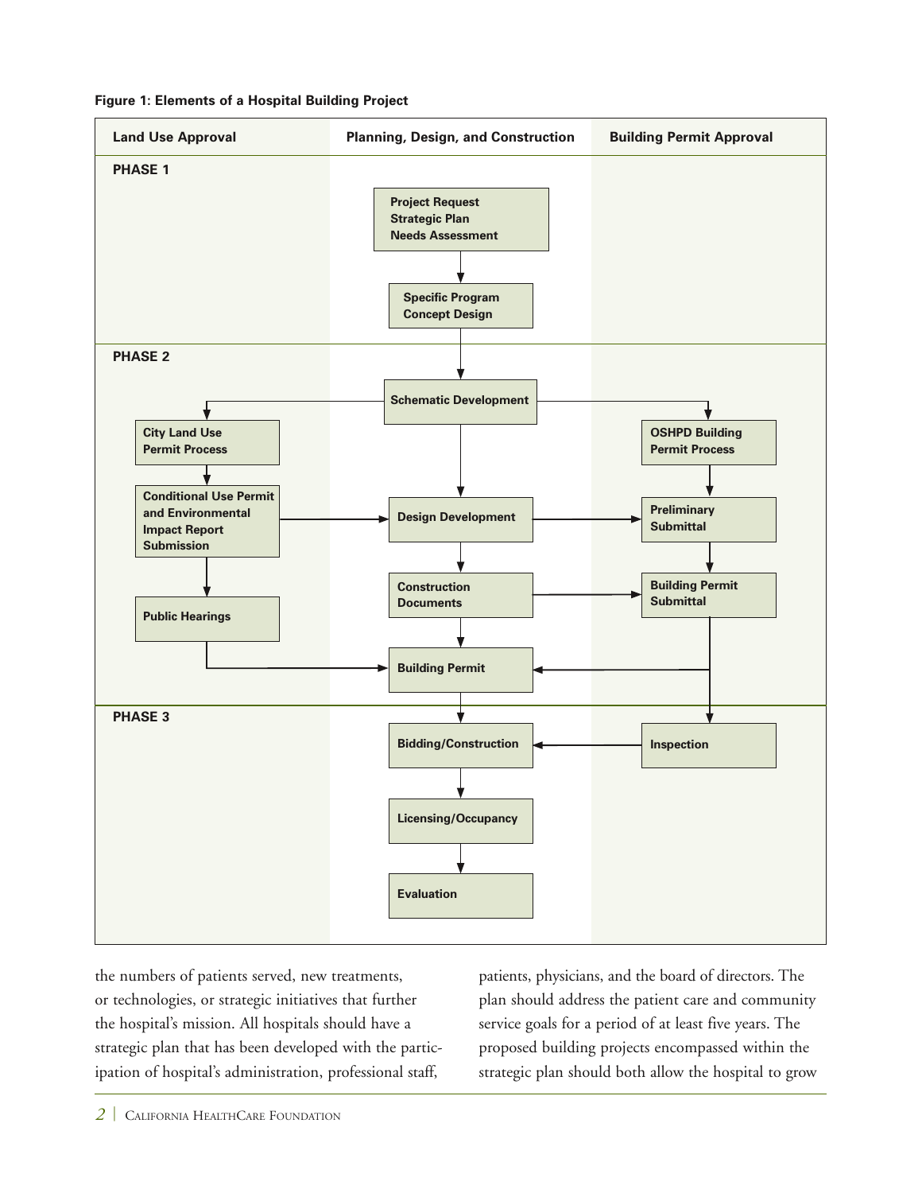**Figure 1: Elements of a Hospital Building Project**

| | Land Use Approval | Planning, Design, and Construction | Building Permit Approval |
|---|---|---|---|
| **PHASE 1** | | Project Request / Strategic Plan / Needs Assessment | |
| | | Specific Program / Concept Design | |
| **PHASE 2** | | Schematic Development | |
| | City Land Use Permit Process | | OSHPD Building Permit Process |
| | Conditional Use Permit and Environmental Impact Report Submission | Design Development | Preliminary Submittal |
| | Public Hearings | Construction Documents | Building Permit Submittal |
| | | Building Permit | |
| **PHASE 3** | | Bidding/Construction | Inspection |
| | | Licensing/Occupancy | |
| | | Evaluation | |

the numbers of patients served, new treatments, or technologies, or strategic initiatives that further the hospital's mission. All hospitals should have a strategic plan that has been developed with the participation of hospital's administration, professional staff, patients, physicians, and the board of directors. The plan should address the patient care and community service goals for a period of at least five years. The proposed building projects encompassed within the strategic plan should both allow the hospital to grow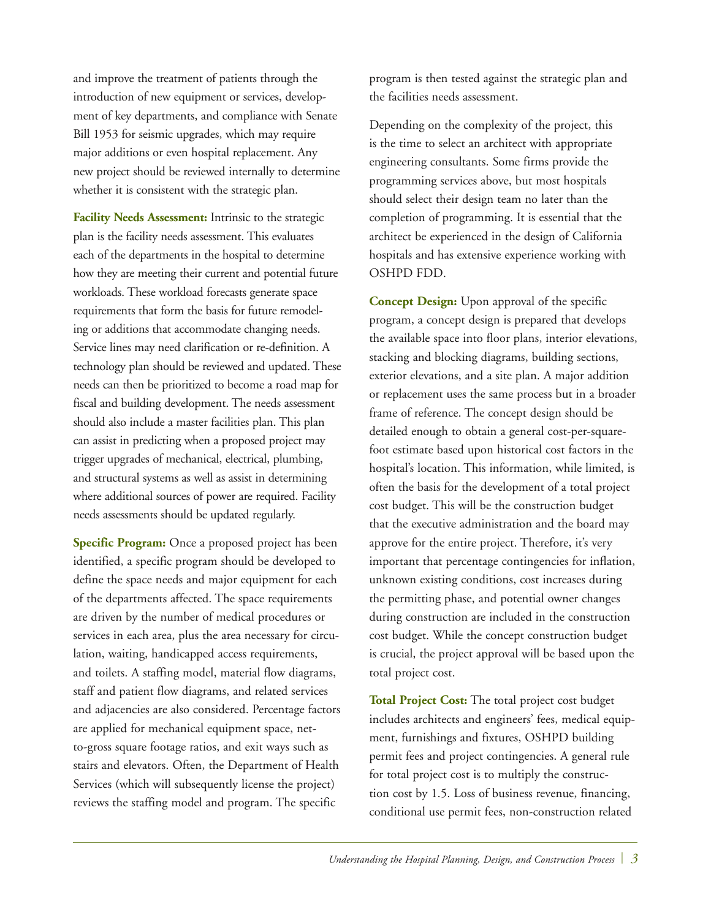and improve the treatment of patients through the introduction of new equipment or services, development of key departments, and compliance with Senate Bill 1953 for seismic upgrades, which may require major additions or even hospital replacement. Any new project should be reviewed internally to determine whether it is consistent with the strategic plan.

**Facility Needs Assessment:** Intrinsic to the strategic plan is the facility needs assessment. This evaluates each of the departments in the hospital to determine how they are meeting their current and potential future workloads. These workload forecasts generate space requirements that form the basis for future remodeling or additions that accommodate changing needs. Service lines may need clarification or re-definition. A technology plan should be reviewed and updated. These needs can then be prioritized to become a road map for fiscal and building development. The needs assessment should also include a master facilities plan. This plan can assist in predicting when a proposed project may trigger upgrades of mechanical, electrical, plumbing, and structural systems as well as assist in determining where additional sources of power are required. Facility needs assessments should be updated regularly.

**Specific Program:** Once a proposed project has been identified, a specific program should be developed to define the space needs and major equipment for each of the departments affected. The space requirements are driven by the number of medical procedures or services in each area, plus the area necessary for circulation, waiting, handicapped access requirements, and toilets. A staffing model, material flow diagrams, staff and patient flow diagrams, and related services and adjacencies are also considered. Percentage factors are applied for mechanical equipment space, net-to-gross square footage ratios, and exit ways such as stairs and elevators. Often, the Department of Health Services (which will subsequently license the project) reviews the staffing model and program. The specific program is then tested against the strategic plan and the facilities needs assessment.

Depending on the complexity of the project, this is the time to select an architect with appropriate engineering consultants. Some firms provide the programming services above, but most hospitals should select their design team no later than the completion of programming. It is essential that the architect be experienced in the design of California hospitals and has extensive experience working with OSHPD FDD.

**Concept Design:** Upon approval of the specific program, a concept design is prepared that develops the available space into floor plans, interior elevations, stacking and blocking diagrams, building sections, exterior elevations, and a site plan. A major addition or replacement uses the same process but in a broader frame of reference. The concept design should be detailed enough to obtain a general cost-per-square-foot estimate based upon historical cost factors in the hospital's location. This information, while limited, is often the basis for the development of a total project cost budget. This will be the construction budget that the executive administration and the board may approve for the entire project. Therefore, it's very important that percentage contingencies for inflation, unknown existing conditions, cost increases during the permitting phase, and potential owner changes during construction are included in the construction cost budget. While the concept construction budget is crucial, the project approval will be based upon the total project cost.

**Total Project Cost:** The total project cost budget includes architects and engineers' fees, medical equipment, furnishings and fixtures, OSHPD building permit fees and project contingencies. A general rule for total project cost is to multiply the construction cost by 1.5. Loss of business revenue, financing, conditional use permit fees, non-construction related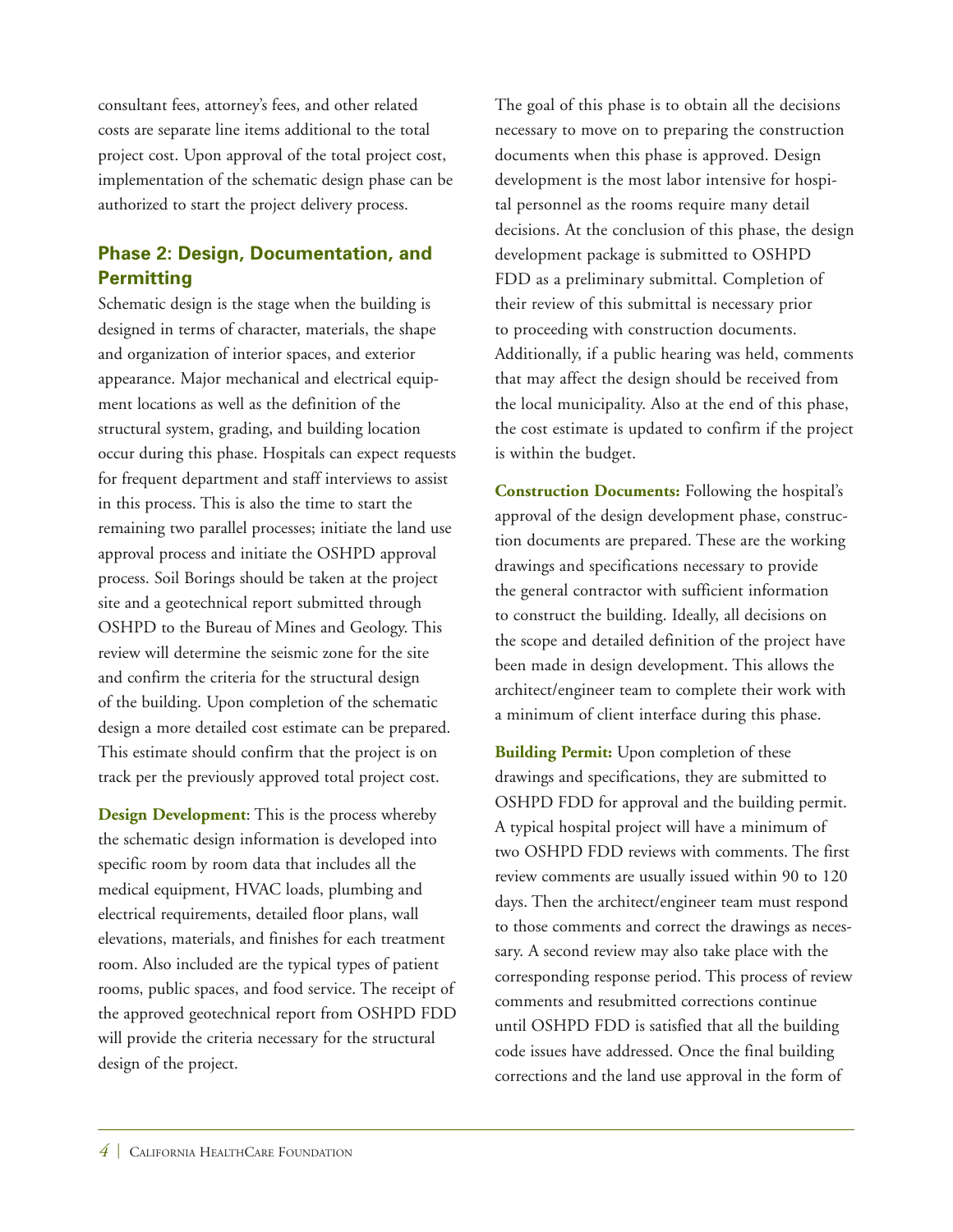consultant fees, attorney's fees, and other related costs are separate line items additional to the total project cost. Upon approval of the total project cost, implementation of the schematic design phase can be authorized to start the project delivery process.

### Phase 2: Design, Documentation, and Permitting

Schematic design is the stage when the building is designed in terms of character, materials, the shape and organization of interior spaces, and exterior appearance. Major mechanical and electrical equipment locations as well as the definition of the structural system, grading, and building location occur during this phase. Hospitals can expect requests for frequent department and staff interviews to assist in this process. This is also the time to start the remaining two parallel processes; initiate the land use approval process and initiate the OSHPD approval process. Soil Borings should be taken at the project site and a geotechnical report submitted through OSHPD to the Bureau of Mines and Geology. This review will determine the seismic zone for the site and confirm the criteria for the structural design of the building. Upon completion of the schematic design a more detailed cost estimate can be prepared. This estimate should confirm that the project is on track per the previously approved total project cost.

**Design Development**: This is the process whereby the schematic design information is developed into specific room by room data that includes all the medical equipment, HVAC loads, plumbing and electrical requirements, detailed floor plans, wall elevations, materials, and finishes for each treatment room. Also included are the typical types of patient rooms, public spaces, and food service. The receipt of the approved geotechnical report from OSHPD FDD will provide the criteria necessary for the structural design of the project.

The goal of this phase is to obtain all the decisions necessary to move on to preparing the construction documents when this phase is approved. Design development is the most labor intensive for hospital personnel as the rooms require many detail decisions. At the conclusion of this phase, the design development package is submitted to OSHPD FDD as a preliminary submittal. Completion of their review of this submittal is necessary prior to proceeding with construction documents. Additionally, if a public hearing was held, comments that may affect the design should be received from the local municipality. Also at the end of this phase, the cost estimate is updated to confirm if the project is within the budget.

**Construction Documents:** Following the hospital's approval of the design development phase, construction documents are prepared. These are the working drawings and specifications necessary to provide the general contractor with sufficient information to construct the building. Ideally, all decisions on the scope and detailed definition of the project have been made in design development. This allows the architect/engineer team to complete their work with a minimum of client interface during this phase.

**Building Permit:** Upon completion of these drawings and specifications, they are submitted to OSHPD FDD for approval and the building permit. A typical hospital project will have a minimum of two OSHPD FDD reviews with comments. The first review comments are usually issued within 90 to 120 days. Then the architect/engineer team must respond to those comments and correct the drawings as necessary. A second review may also take place with the corresponding response period. This process of review comments and resubmitted corrections continue until OSHPD FDD is satisfied that all the building code issues have addressed. Once the final building corrections and the land use approval in the form of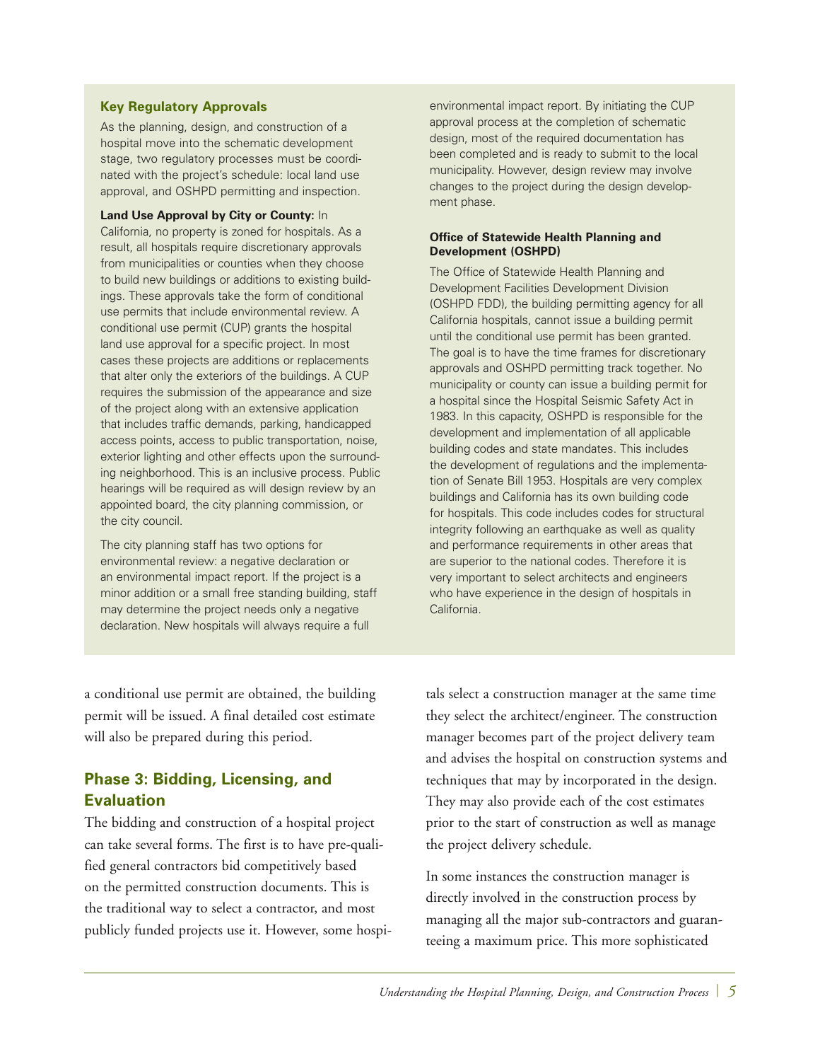### Key Regulatory Approvals

As the planning, design, and construction of a hospital move into the schematic development stage, two regulatory processes must be coordinated with the project's schedule: local land use approval, and OSHPD permitting and inspection.

**Land Use Approval by City or County:** In California, no property is zoned for hospitals. As a result, all hospitals require discretionary approvals from municipalities or counties when they choose to build new buildings or additions to existing buildings. These approvals take the form of conditional use permits that include environmental review. A conditional use permit (CUP) grants the hospital land use approval for a specific project. In most cases these projects are additions or replacements that alter only the exteriors of the buildings. A CUP requires the submission of the appearance and size of the project along with an extensive application that includes traffic demands, parking, handicapped access points, access to public transportation, noise, exterior lighting and other effects upon the surrounding neighborhood. This is an inclusive process. Public hearings will be required as will design review by an appointed board, the city planning commission, or the city council.

The city planning staff has two options for environmental review: a negative declaration or an environmental impact report. If the project is a minor addition or a small free standing building, staff may determine the project needs only a negative declaration. New hospitals will always require a full environmental impact report. By initiating the CUP approval process at the completion of schematic design, most of the required documentation has been completed and is ready to submit to the local municipality. However, design review may involve changes to the project during the design development phase.

**Office of Statewide Health Planning and Development (OSHPD)**

The Office of Statewide Health Planning and Development Facilities Development Division (OSHPD FDD), the building permitting agency for all California hospitals, cannot issue a building permit until the conditional use permit has been granted. The goal is to have the time frames for discretionary approvals and OSHPD permitting track together. No municipality or county can issue a building permit for a hospital since the Hospital Seismic Safety Act in 1983. In this capacity, OSHPD is responsible for the development and implementation of all applicable building codes and state mandates. This includes the development of regulations and the implementation of Senate Bill 1953. Hospitals are very complex buildings and California has its own building code for hospitals. This code includes codes for structural integrity following an earthquake as well as quality and performance requirements in other areas that are superior to the national codes. Therefore it is very important to select architects and engineers who have experience in the design of hospitals in California.

a conditional use permit are obtained, the building permit will be issued. A final detailed cost estimate will also be prepared during this period.

## Phase 3: Bidding, Licensing, and Evaluation

The bidding and construction of a hospital project can take several forms. The first is to have pre-qualified general contractors bid competitively based on the permitted construction documents. This is the traditional way to select a contractor, and most publicly funded projects use it. However, some hospitals select a construction manager at the same time they select the architect/engineer. The construction manager becomes part of the project delivery team and advises the hospital on construction systems and techniques that may by incorporated in the design. They may also provide each of the cost estimates prior to the start of construction as well as manage the project delivery schedule.

In some instances the construction manager is directly involved in the construction process by managing all the major sub-contractors and guaranteeing a maximum price. This more sophisticated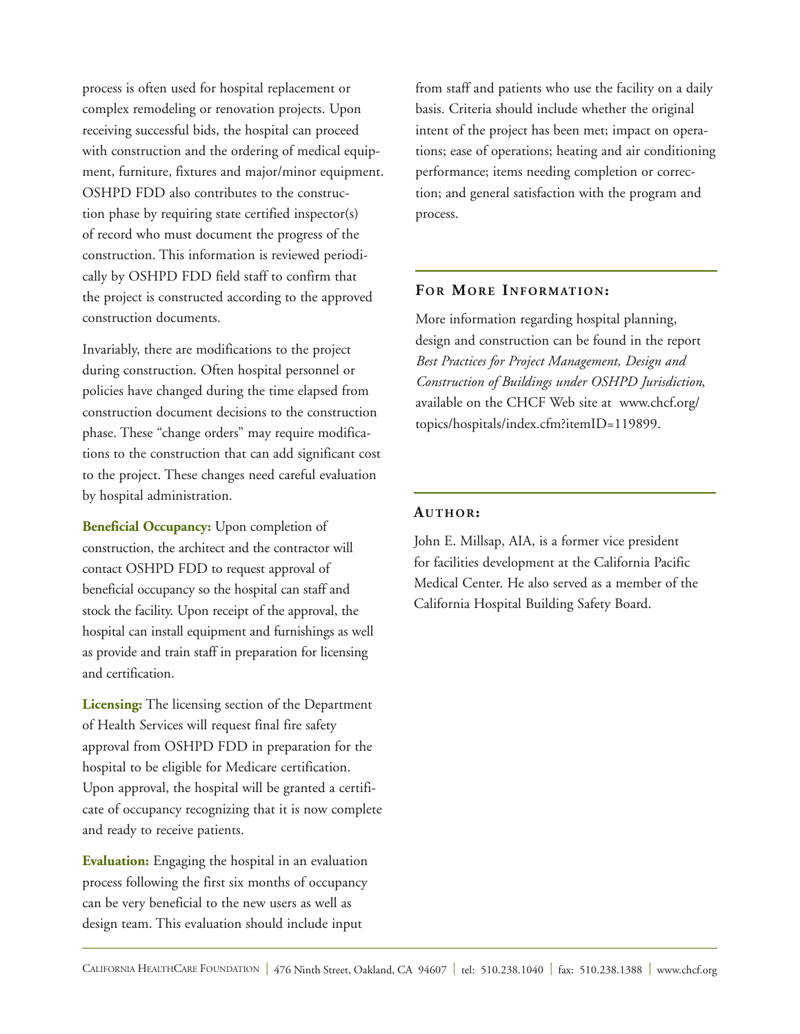process is often used for hospital replacement or complex remodeling or renovation projects. Upon receiving successful bids, the hospital can proceed with construction and the ordering of medical equipment, furniture, fixtures and major/minor equipment. OSHPD FDD also contributes to the construction phase by requiring state certified inspector(s) of record who must document the progress of the construction. This information is reviewed periodically by OSHPD FDD field staff to confirm that the project is constructed according to the approved construction documents.

Invariably, there are modifications to the project during construction. Often hospital personnel or policies have changed during the time elapsed from construction document decisions to the construction phase. These "change orders" may require modifications to the construction that can add significant cost to the project. These changes need careful evaluation by hospital administration.

**Beneficial Occupancy:** Upon completion of construction, the architect and the contractor will contact OSHPD FDD to request approval of beneficial occupancy so the hospital can staff and stock the facility. Upon receipt of the approval, the hospital can install equipment and furnishings as well as provide and train staff in preparation for licensing and certification.

**Licensing:** The licensing section of the Department of Health Services will request final fire safety approval from OSHPD FDD in preparation for the hospital to be eligible for Medicare certification. Upon approval, the hospital will be granted a certificate of occupancy recognizing that it is now complete and ready to receive patients.

**Evaluation:** Engaging the hospital in an evaluation process following the first six months of occupancy can be very beneficial to the new users as well as design team. This evaluation should include input from staff and patients who use the facility on a daily basis. Criteria should include whether the original intent of the project has been met; impact on operations; ease of operations; heating and air conditioning performance; items needing completion or correction; and general satisfaction with the program and process.

## For More Information:

More information regarding hospital planning, design and construction can be found in the report *Best Practices for Project Management, Design and Construction of Buildings under OSHPD Jurisdiction*, available on the CHCF Web site at www.chcf.org/topics/hospitals/index.cfm?itemID=119899.

## Author:

John E. Millsap, AIA, is a former vice president for facilities development at the California Pacific Medical Center. He also served as a member of the California Hospital Building Safety Board.